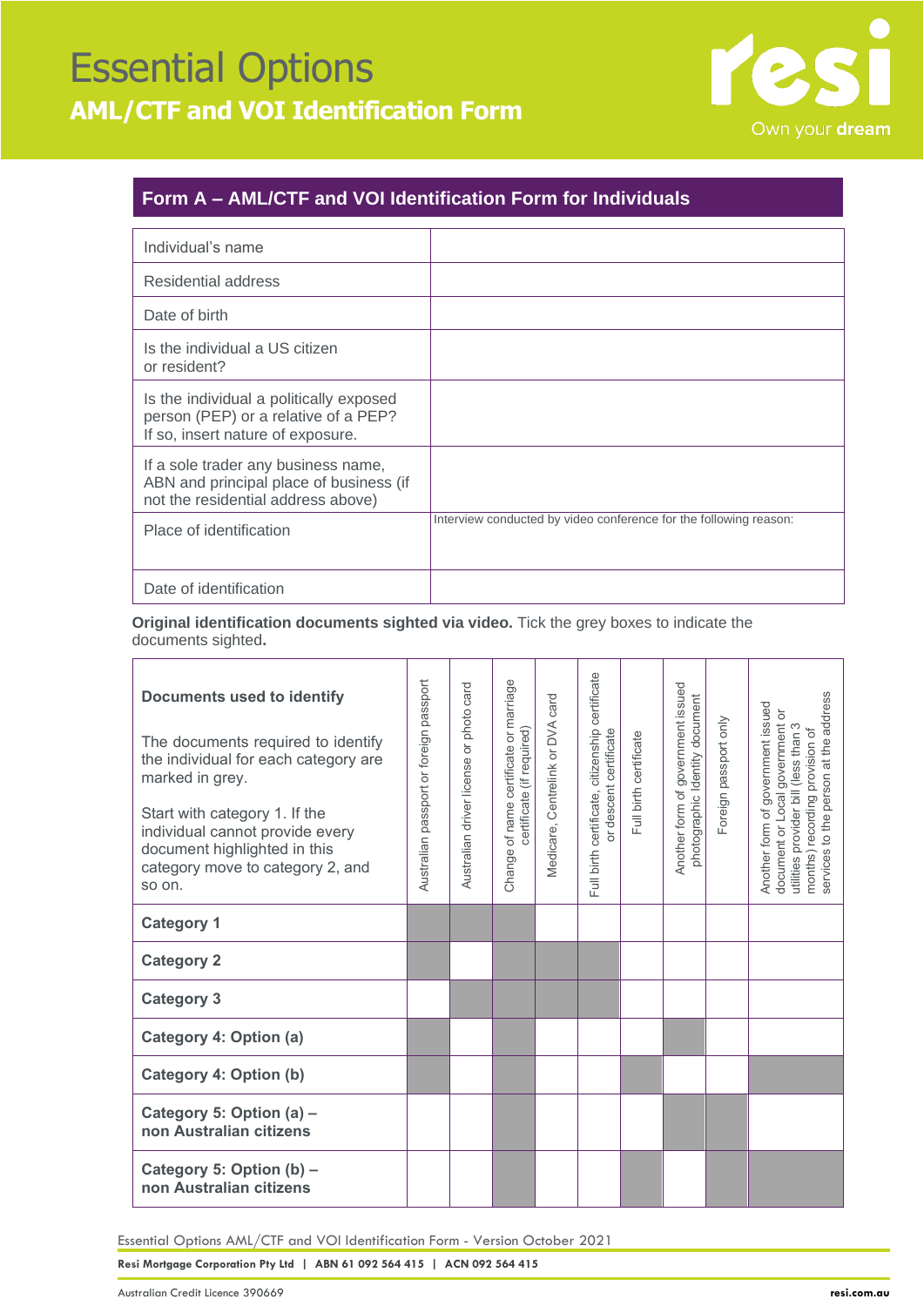# Essential Options

## AML/CTF and VOI Identification Form

### Form A – AML/CTF and VOI Identification Form for Individuals

| | |
|---|---|
| Individual's name | |
| Residential address | |
| Date of birth | |
| Is the individual a US citizen or resident? | |
| Is the individual a politically exposed person (PEP) or a relative of a PEP? If so, insert nature of exposure. | |
| If a sole trader any business name, ABN and principal place of business (if not the residential address above) | |
| Place of identification | Interview conducted by video conference for the following reason: |
| Date of identification | |

**Original identification documents sighted via video.** Tick the grey boxes to indicate the documents sighted**.**

| **Documents used to identify**<br><br>The documents required to identify the individual for each category are marked in grey.<br><br>Start with category 1. If the individual cannot provide every document highlighted in this category move to category 2, and so on. | Australian passport or foreign passport | Australian driver license or photo card | Change of name certificate or marriage certificate (if required) | Medicare, Centrelink or DVA card | Full birth certificate, citizenship certificate or descent certificate | Full birth certificate | Another form of government issued photographic identity document | Foreign passport only | Another form of government issued document or Local government or utilities provider bill (less than 3 months) recording provision of services to the person at the address |
|---|---|---|---|---|---|---|---|---|---|
| **Category 1** | ■ | ■ | ■ | | | | | | |
| **Category 2** | ■ | | ■ | ■ | ■ | | | | |
| **Category 3** | | ■ | ■ | ■ | ■ | | | | |
| **Category 4: Option (a)** | ■ | | ■ | | | | ■ | | |
| **Category 4: Option (b)** | ■ | | ■ | | | ■ | | | ■ |
| **Category 5: Option (a) – non Australian citizens** | | | ■ | | | | ■ | ■ | |
| **Category 5: Option (b) – non Australian citizens** | | | ■ | | | ■ | | ■ | ■ |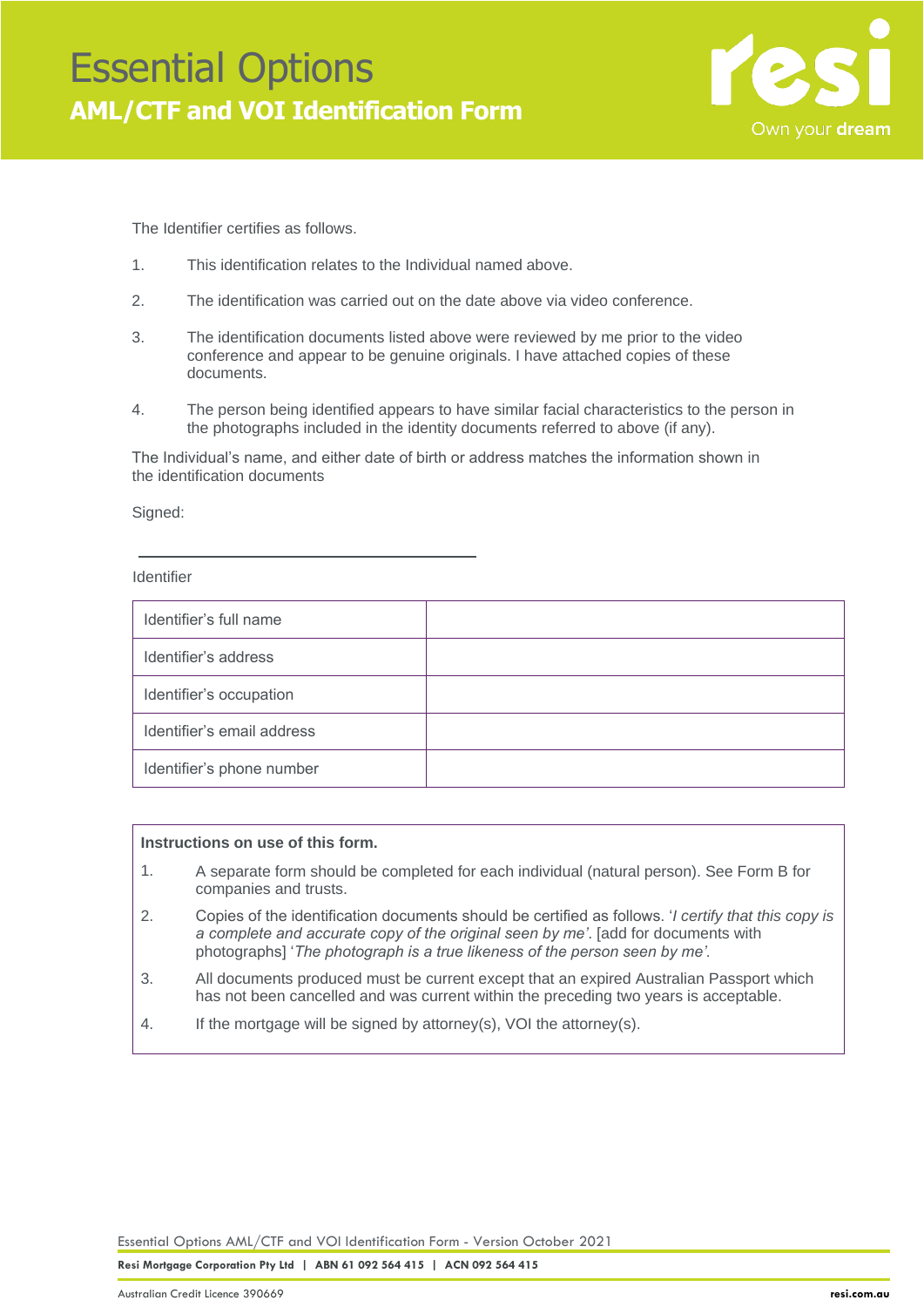The Identifier certifies as follows.

1. This identification relates to the Individual named above.
2. The identification was carried out on the date above via video conference.
3. The identification documents listed above were reviewed by me prior to the video conference and appear to be genuine originals. I have attached copies of these documents.
4. The person being identified appears to have similar facial characteristics to the person in the photographs included in the identity documents referred to above (if any).

The Individual's name, and either date of birth or address matches the information shown in the identification documents

Signed:

\_\_\_\_\_\_\_\_\_\_\_\_\_\_\_\_\_\_\_\_\_\_\_\_\_\_\_\_\_\_\_\_\_\_\_\_

Identifier

| Identifier's full name | |
|---|---|
| Identifier's address | |
| Identifier's occupation | |
| Identifier's email address | |
| Identifier's phone number | |

**Instructions on use of this form.**

1. A separate form should be completed for each individual (natural person). See Form B for companies and trusts.
2. Copies of the identification documents should be certified as follows. '*I certify that this copy is a complete and accurate copy of the original seen by me*'. [add for documents with photographs] '*The photograph is a true likeness of the person seen by me'.*
3. All documents produced must be current except that an expired Australian Passport which has not been cancelled and was current within the preceding two years is acceptable.
4. If the mortgage will be signed by attorney(s), VOI the attorney(s).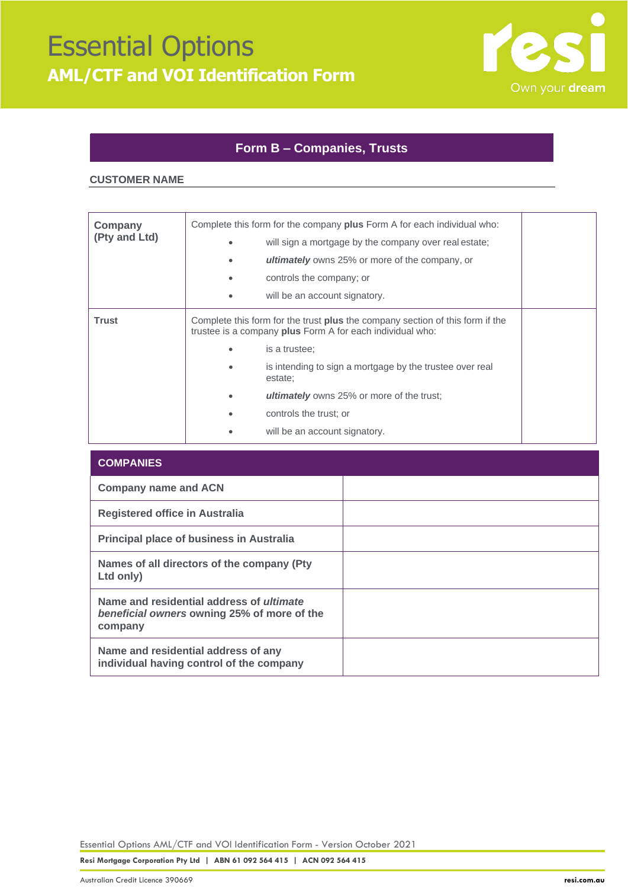# Essential Options
## AML/CTF and VOI Identification Form

### Form B – Companies, Trusts

**CUSTOMER NAME**

| | | |
|---|---|---|
| **Company (Pty and Ltd)** | Complete this form for the company **plus** Form A for each individual who:<br>• will sign a mortgage by the company over real estate;<br>• ***ultimately*** owns 25% or more of the company, or<br>• controls the company; or<br>• will be an account signatory. | |
| **Trust** | Complete this form for the trust **plus** the company section of this form if the trustee is a company **plus** Form A for each individual who:<br>• is a trustee;<br>• is intending to sign a mortgage by the trustee over real estate;<br>• ***ultimately*** owns 25% or more of the trust;<br>• controls the trust; or<br>• will be an account signatory. | |

| **COMPANIES** | |
|---|---|
| **Company name and ACN** | |
| **Registered office in Australia** | |
| **Principal place of business in Australia** | |
| **Names of all directors of the company (Pty Ltd only)** | |
| **Name and residential address of *ultimate beneficial owners* owning 25% of more of the company** | |
| **Name and residential address of any individual having control of the company** | |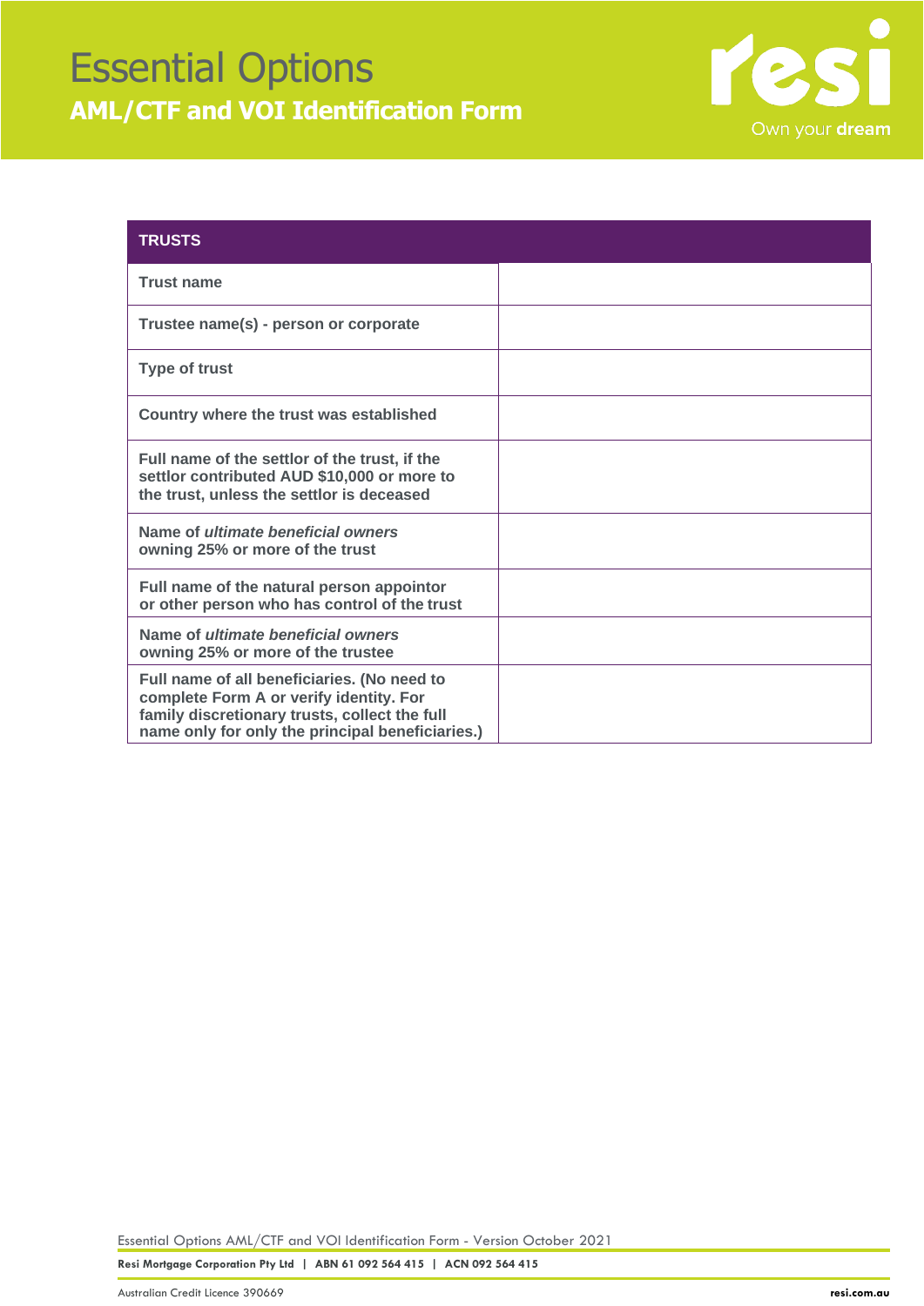# Essential Options

## AML/CTF and VOI Identification Form

| TRUSTS | |
|---|---|
| Trust name | |
| Trustee name(s) - person or corporate | |
| Type of trust | |
| Country where the trust was established | |
| Full name of the settlor of the trust, if the settlor contributed AUD $10,000 or more to the trust, unless the settlor is deceased | |
| Name of *ultimate beneficial owners* owning 25% or more of the trust | |
| Full name of the natural person appointor or other person who has control of the trust | |
| Name of *ultimate beneficial owners* owning 25% or more of the trustee | |
| Full name of all beneficiaries. (No need to complete Form A or verify identity. For family discretionary trusts, collect the full name only for only the principal beneficiaries.) | |